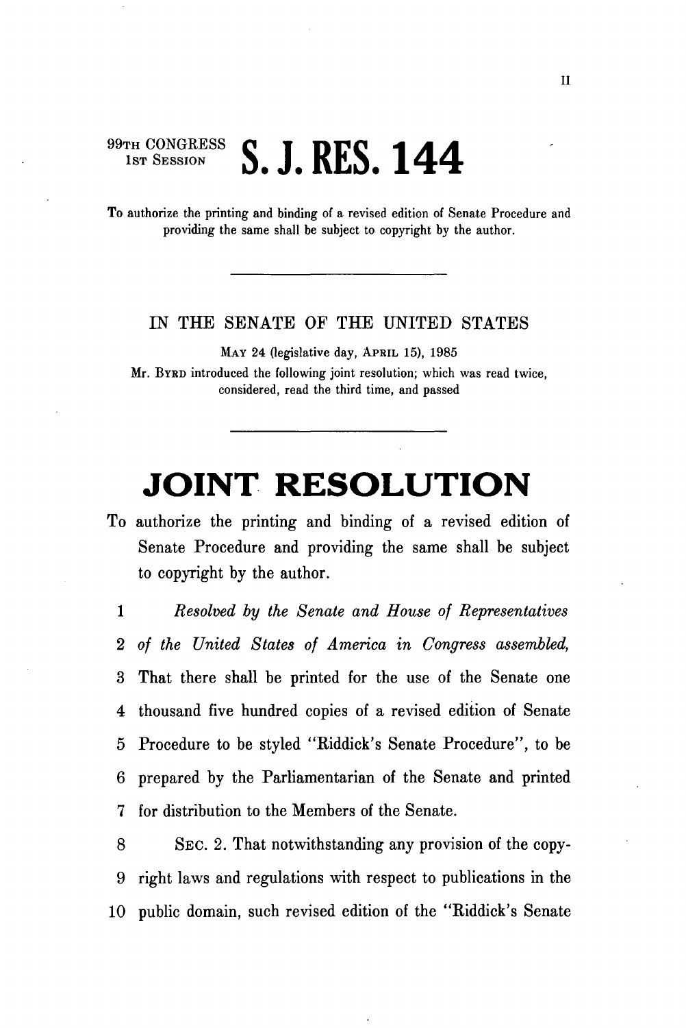99TH CONGRESS
1ST SESSION

# S. J. RES. 144

To authorize the printing and binding of a revised edition of Senate Procedure and providing the same shall be subject to copyright by the author.

---

IN THE SENATE OF THE UNITED STATES

MAY 24 (legislative day, APRIL 15), 1985

Mr. BYRD introduced the following joint resolution; which was read twice, considered, read the third time, and passed

---

# JOINT RESOLUTION

To authorize the printing and binding of a revised edition of Senate Procedure and providing the same shall be subject to copyright by the author.

1 *Resolved by the Senate and House of Representatives*
2 *of the United States of America in Congress assembled,*
3 That there shall be printed for the use of the Senate one
4 thousand five hundred copies of a revised edition of Senate
5 Procedure to be styled "Riddick's Senate Procedure", to be
6 prepared by the Parliamentarian of the Senate and printed
7 for distribution to the Members of the Senate.

8 SEC. 2. That notwithstanding any provision of the copy-
9 right laws and regulations with respect to publications in the
10 public domain, such revised edition of the "Riddick's Senate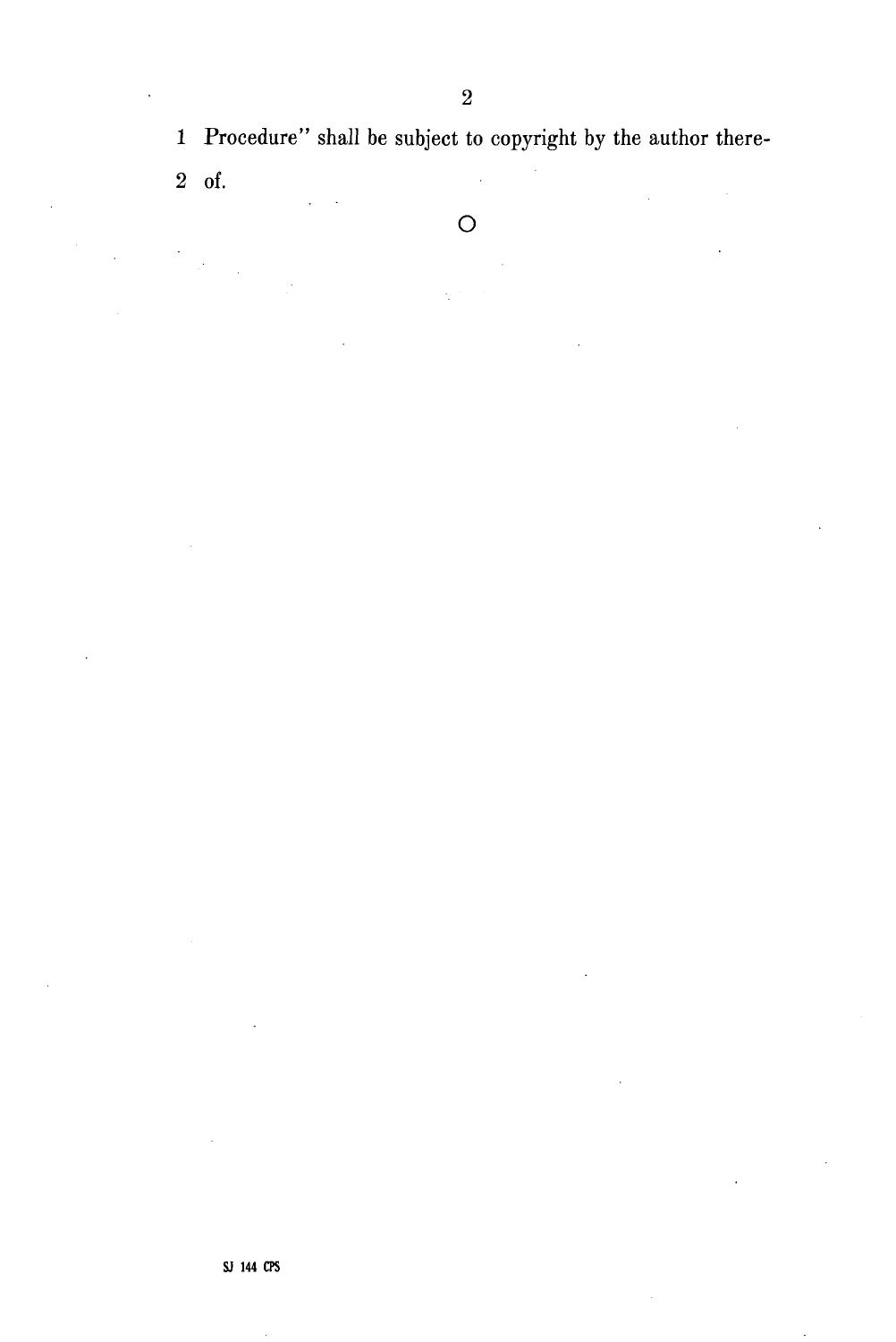Procedure" shall be subject to copyright by the author thereof.

SJ 144 CPS